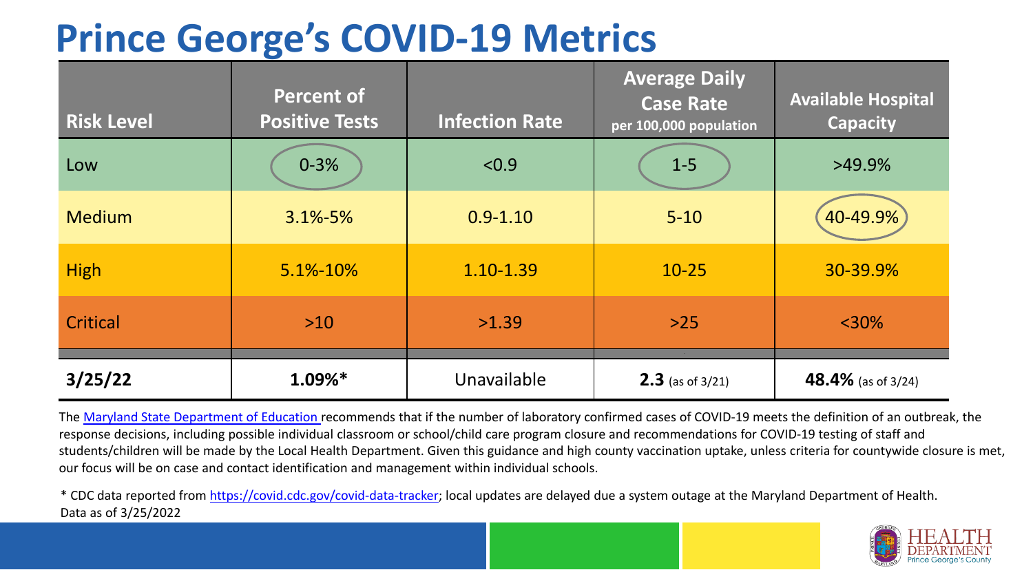# Prince George's COVID-19 Metrics

| Risk Level | Percent of Positive Tests | Infection Rate | Average Daily Case Rate per 100,000 population | Available Hospital Capacity |
|---|---|---|---|---|
| Low | 0-3% | <0.9 | 1-5 | >49.9% |
| Medium | 3.1%-5% | 0.9-1.10 | 5-10 | 40-49.9% |
| High | 5.1%-10% | 1.10-1.39 | 10-25 | 30-39.9% |
| Critical | >10 | >1.39 | >25 | <30% |
| **3/25/22** | **1.09%*** | Unavailable | **2.3** (as of 3/21) | **48.4%** (as of 3/24) |

The Maryland State Department of Education recommends that if the number of laboratory confirmed cases of COVID-19 meets the definition of an outbreak, the response decisions, including possible individual classroom or school/child care program closure and recommendations for COVID-19 testing of staff and students/children will be made by the Local Health Department. Given this guidance and high county vaccination uptake, unless criteria for countywide closure is met, our focus will be on case and contact identification and management within individual schools.

* CDC data reported from https://covid.cdc.gov/covid-data-tracker; local updates are delayed due a system outage at the Maryland Department of Health.
Data as of 3/25/2022

HEALTH DEPARTMENT Prince George's County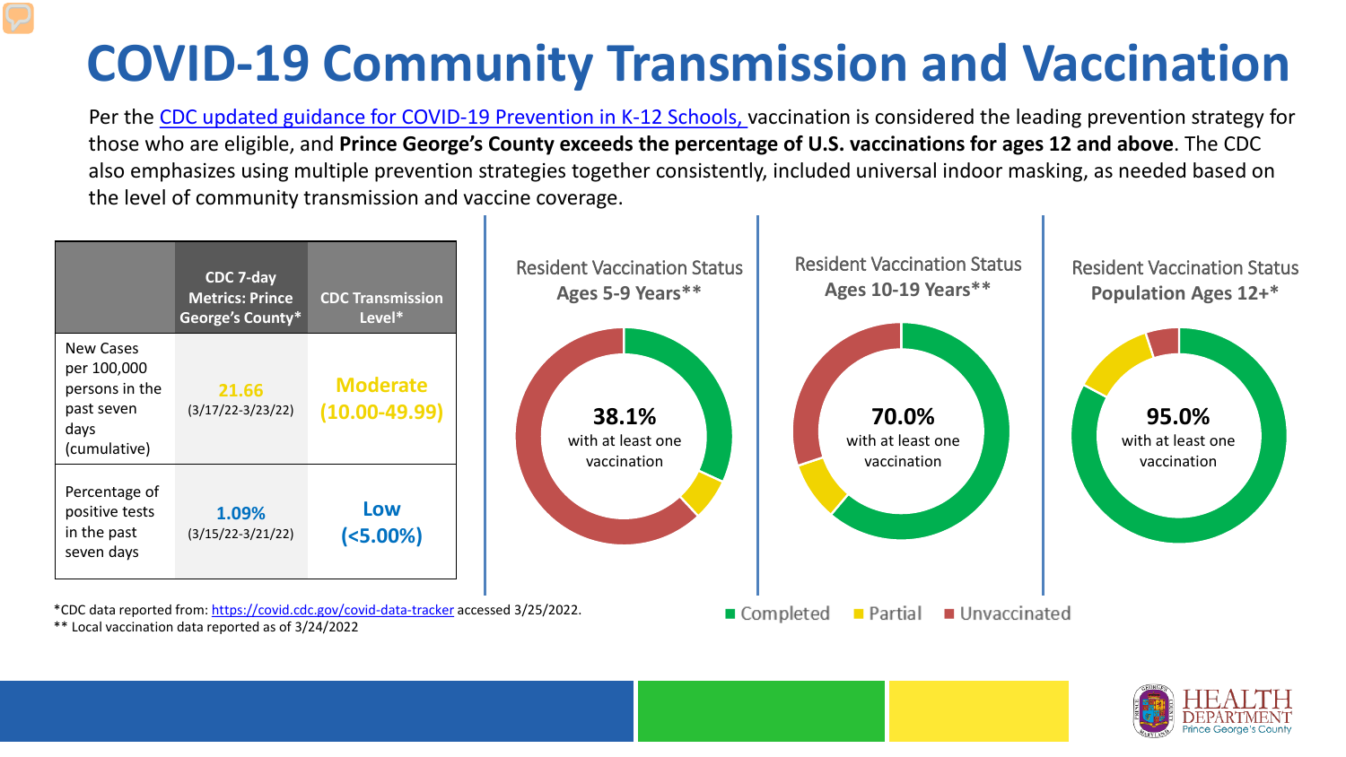# COVID-19 Community Transmission and Vaccination

Per the CDC updated guidance for COVID-19 Prevention in K-12 Schools, vaccination is considered the leading prevention strategy for those who are eligible, and **Prince George's County exceeds the percentage of U.S. vaccinations for ages 12 and above**. The CDC also emphasizes using multiple prevention strategies together consistently, included universal indoor masking, as needed based on the level of community transmission and vaccine coverage.

| | CDC 7-day Metrics: Prince George's County* | CDC Transmission Level* |
|---|---|---|
| New Cases per 100,000 persons in the past seven days (cumulative) | 21.66 (3/17/22-3/23/22) | Moderate (10.00-49.99) |
| Percentage of positive tests in the past seven days | 1.09% (3/15/22-3/21/22) | Low (<5.00%) |

*CDC data reported from: https://covid.cdc.gov/covid-data-tracker accessed 3/25/2022.
** Local vaccination data reported as of 3/24/2022

**Resident Vaccination Status Ages 5-9 Years****

**38.1%** with at least one vaccination

**Resident Vaccination Status Ages 10-19 Years****

**70.0%** with at least one vaccination

**Resident Vaccination Status Population Ages 12+***

**95.0%** with at least one vaccination

Completed | Partial | Unvaccinated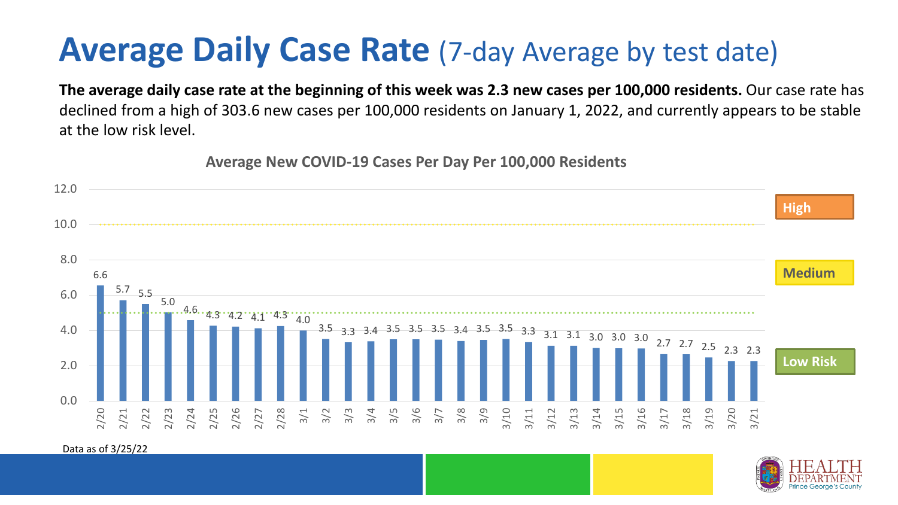# **Average Daily Case Rate** (7-day Average by test date)

**The average daily case rate at the beginning of this week was 2.3 new cases per 100,000 residents.** Our case rate has declined from a high of 303.6 new cases per 100,000 residents on January 1, 2022, and currently appears to be stable at the low risk level.

**Average New COVID-19 Cases Per Day Per 100,000 Residents**

| Date | Cases per 100,000 |
| --- | --- |
| 2/20 | 6.6 |
| 2/21 | 5.7 |
| 2/22 | 5.5 |
| 2/23 | 5.0 |
| 2/24 | 4.6 |
| 2/25 | 4.3 |
| 2/26 | 4.2 |
| 2/27 | 4.1 |
| 2/28 | 4.3 |
| 3/1 | 4.0 |
| 3/2 | 3.5 |
| 3/3 | 3.3 |
| 3/4 | 3.4 |
| 3/5 | 3.5 |
| 3/6 | 3.5 |
| 3/7 | 3.5 |
| 3/8 | 3.4 |
| 3/9 | 3.5 |
| 3/10 | 3.5 |
| 3/11 | 3.3 |
| 3/12 | 3.1 |
| 3/13 | 3.1 |
| 3/14 | 3.0 |
| 3/15 | 3.0 |
| 3/16 | 3.0 |
| 3/17 | 2.7 |
| 3/18 | 2.7 |
| 3/19 | 2.5 |
| 3/20 | 2.3 |
| 3/21 | 2.3 |

Risk levels: High (above 10.0), Medium (5.0–10.0), Low Risk (below 5.0)

Data as of 3/25/22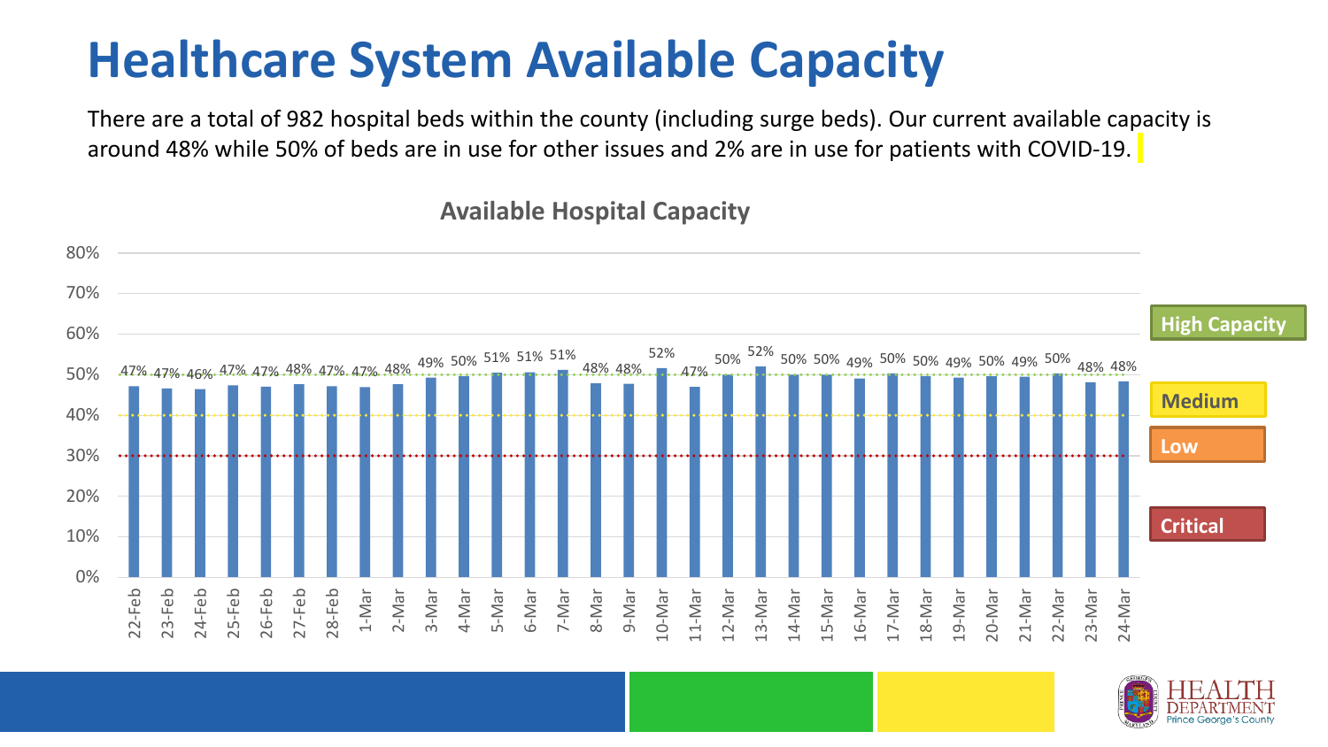# Healthcare System Available Capacity

There are a total of 982 hospital beds within the county (including surge beds). Our current available capacity is around 48% while 50% of beds are in use for other issues and 2% are in use for patients with COVID-19.

Available Hospital Capacity

80%
70%
60%
50%
40%
30%
20%
10%
0%

47% 47% 46% 47% 47% 48% 47% 47% 48% 49% 50% 51% 51% 51% 48% 48% 52% 47% 50% 52% 50% 50% 49% 50% 50% 49% 50% 49% 50% 48% 48%

22-Feb 23-Feb 24-Feb 25-Feb 26-Feb 27-Feb 28-Feb 1-Mar 2-Mar 3-Mar 4-Mar 5-Mar 6-Mar 7-Mar 8-Mar 9-Mar 10-Mar 11-Mar 12-Mar 13-Mar 14-Mar 15-Mar 16-Mar 17-Mar 18-Mar 19-Mar 20-Mar 21-Mar 22-Mar 23-Mar 24-Mar

High Capacity

Medium

Low

Critical

HEALTH DEPARTMENT
Prince George's County